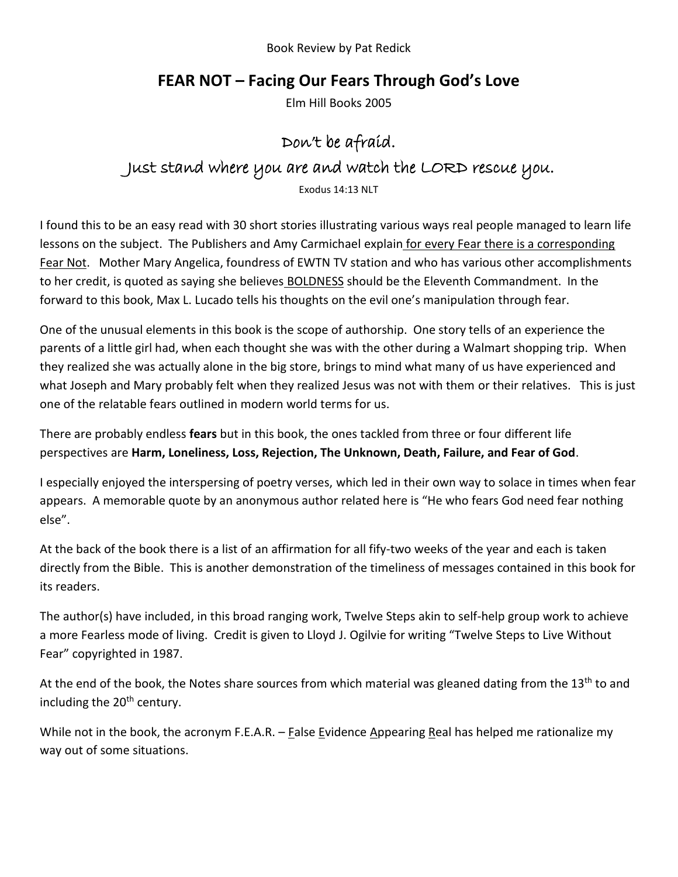Book Review by Pat Redick

# FEAR NOT – Facing Our Fears Through God's Love

Elm Hill Books 2005

Don't be afraid.
Just stand where you are and watch the LORD rescue you.

Exodus 14:13 NLT

I found this to be an easy read with 30 short stories illustrating various ways real people managed to learn life lessons on the subject. The Publishers and Amy Carmichael explain for every Fear there is a corresponding Fear Not. Mother Mary Angelica, foundress of EWTN TV station and who has various other accomplishments to her credit, is quoted as saying she believes BOLDNESS should be the Eleventh Commandment. In the forward to this book, Max L. Lucado tells his thoughts on the evil one's manipulation through fear.

One of the unusual elements in this book is the scope of authorship. One story tells of an experience the parents of a little girl had, when each thought she was with the other during a Walmart shopping trip. When they realized she was actually alone in the big store, brings to mind what many of us have experienced and what Joseph and Mary probably felt when they realized Jesus was not with them or their relatives. This is just one of the relatable fears outlined in modern world terms for us.

There are probably endless **fears** but in this book, the ones tackled from three or four different life perspectives are **Harm, Loneliness, Loss, Rejection, The Unknown, Death, Failure, and Fear of God**.

I especially enjoyed the interspersing of poetry verses, which led in their own way to solace in times when fear appears. A memorable quote by an anonymous author related here is "He who fears God need fear nothing else".

At the back of the book there is a list of an affirmation for all fify-two weeks of the year and each is taken directly from the Bible. This is another demonstration of the timeliness of messages contained in this book for its readers.

The author(s) have included, in this broad ranging work, Twelve Steps akin to self-help group work to achieve a more Fearless mode of living. Credit is given to Lloyd J. Ogilvie for writing "Twelve Steps to Live Without Fear" copyrighted in 1987.

At the end of the book, the Notes share sources from which material was gleaned dating from the 13th to and including the 20th century.

While not in the book, the acronym F.E.A.R. – False Evidence Appearing Real has helped me rationalize my way out of some situations.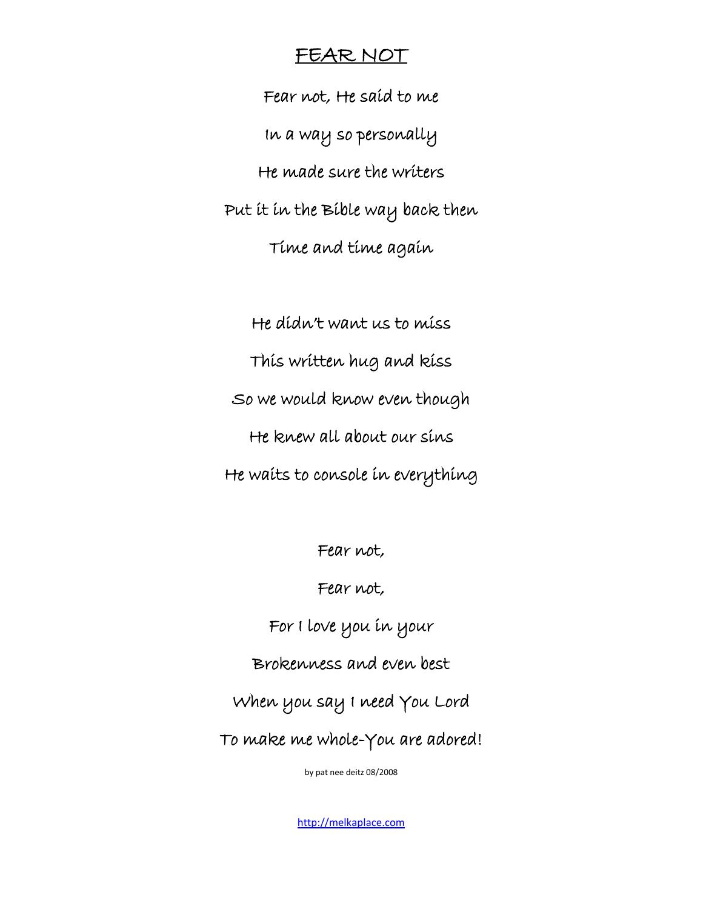# FEAR NOT

Fear not, He said to me

In a way so personally

He made sure the writers

Put it in the Bible way back then

Time and time again

He didn't want us to miss

This written hug and kiss

So we would know even though

He knew all about our sins

He waits to console in everything

Fear not,

Fear not,

For I love you in your

Brokenness and even best

When you say I need You Lord

To make me whole-You are adored!

by pat nee deitz 08/2008

http://melkaplace.com